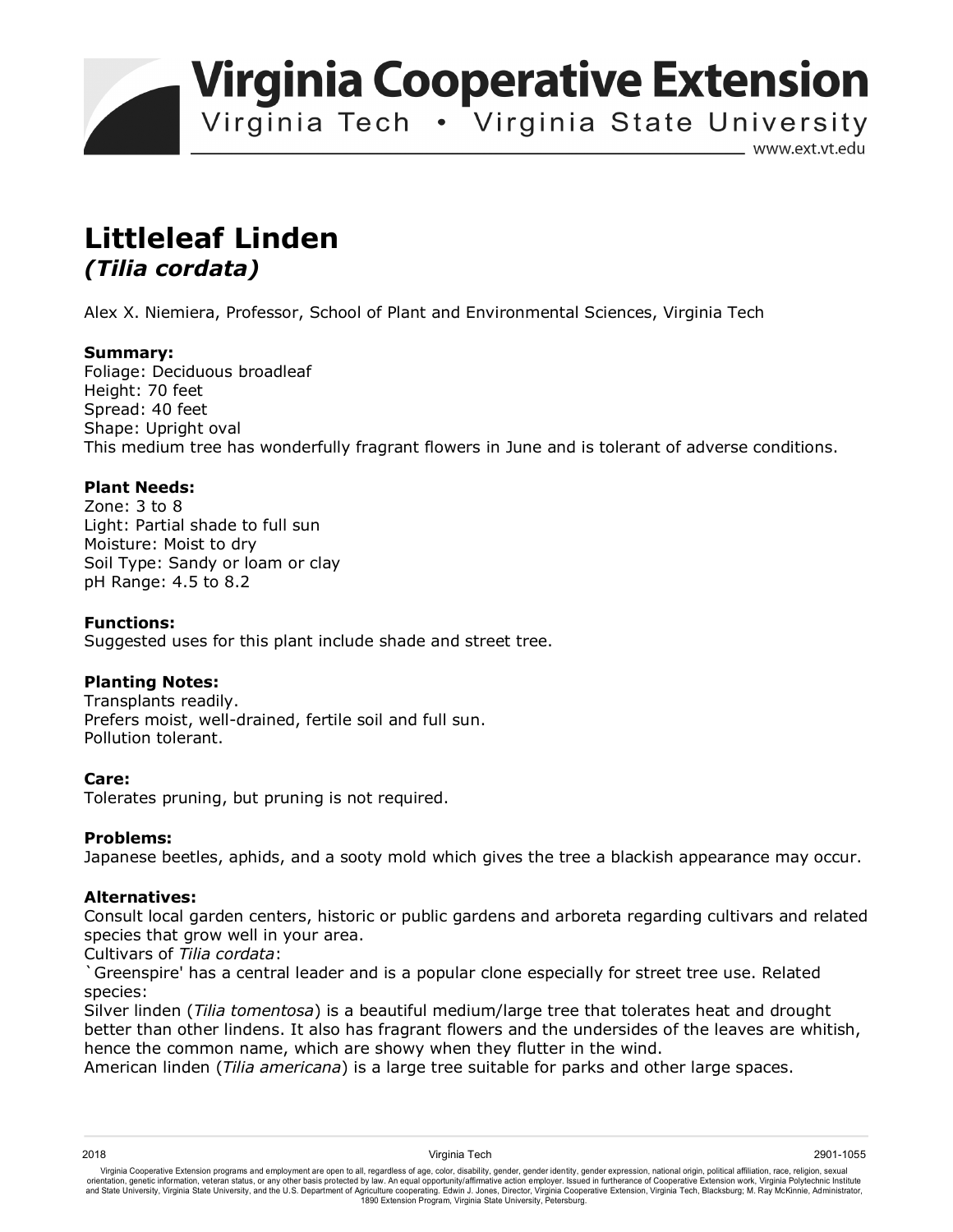# Virginia Cooperative Extension

Virginia Tech • Virginia State University

www.ext.vt.edu

# Littleleaf Linden

## *(Tilia cordata)*

Alex X. Niemiera, Professor, School of Plant and Environmental Sciences, Virginia Tech

**Summary:**
Foliage: Deciduous broadleaf
Height: 70 feet
Spread: 40 feet
Shape: Upright oval
This medium tree has wonderfully fragrant flowers in June and is tolerant of adverse conditions.

**Plant Needs:**
Zone: 3 to 8
Light: Partial shade to full sun
Moisture: Moist to dry
Soil Type: Sandy or loam or clay
pH Range: 4.5 to 8.2

**Functions:**
Suggested uses for this plant include shade and street tree.

**Planting Notes:**
Transplants readily.
Prefers moist, well-drained, fertile soil and full sun.
Pollution tolerant.

**Care:**
Tolerates pruning, but pruning is not required.

**Problems:**
Japanese beetles, aphids, and a sooty mold which gives the tree a blackish appearance may occur.

**Alternatives:**
Consult local garden centers, historic or public gardens and arboreta regarding cultivars and related species that grow well in your area.
Cultivars of *Tilia cordata*:
`Greenspire' has a central leader and is a popular clone especially for street tree use. Related species:
Silver linden (*Tilia tomentosa*) is a beautiful medium/large tree that tolerates heat and drought better than other lindens. It also has fragrant flowers and the undersides of the leaves are whitish, hence the common name, which are showy when they flutter in the wind.
American linden (*Tilia americana*) is a large tree suitable for parks and other large spaces.

2018 Virginia Tech 2901-1055

Virginia Cooperative Extension programs and employment are open to all, regardless of age, color, disability, gender, gender identity, gender expression, national origin, political affiliation, race, religion, sexual orientation, genetic information, veteran status, or any other basis protected by law. An equal opportunity/affirmative action employer. Issued in furtherance of Cooperative Extension work, Virginia Polytechnic Institute and State University, Virginia State University, and the U.S. Department of Agriculture cooperating. Edwin J. Jones, Director, Virginia Cooperative Extension, Virginia Tech, Blacksburg; M. Ray McKinnie, Administrator, 1890 Extension Program, Virginia State University, Petersburg.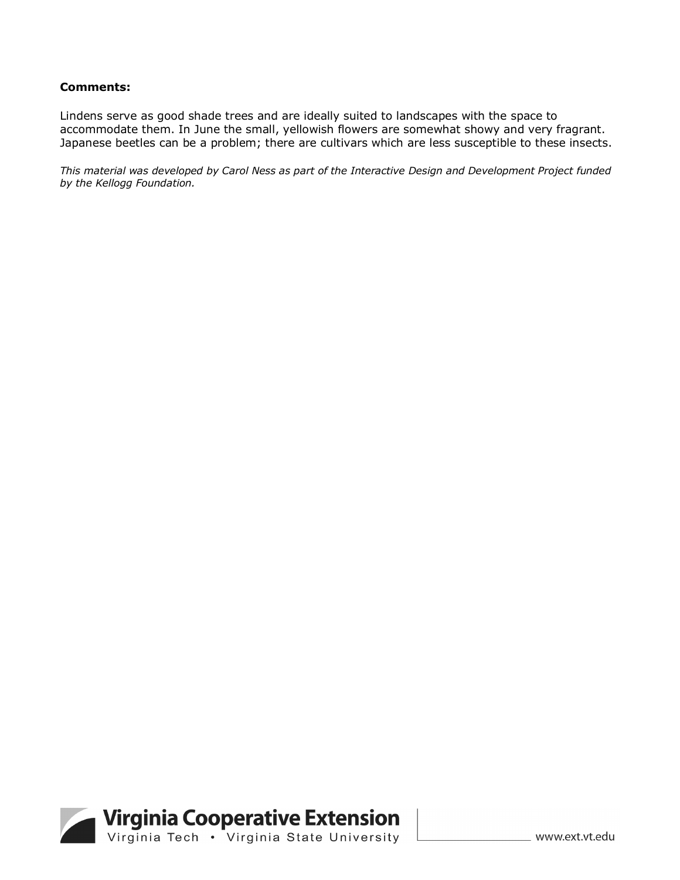**Comments:**

Lindens serve as good shade trees and are ideally suited to landscapes with the space to accommodate them. In June the small, yellowish flowers are somewhat showy and very fragrant. Japanese beetles can be a problem; there are cultivars which are less susceptible to these insects.

*This material was developed by Carol Ness as part of the Interactive Design and Development Project funded by the Kellogg Foundation.*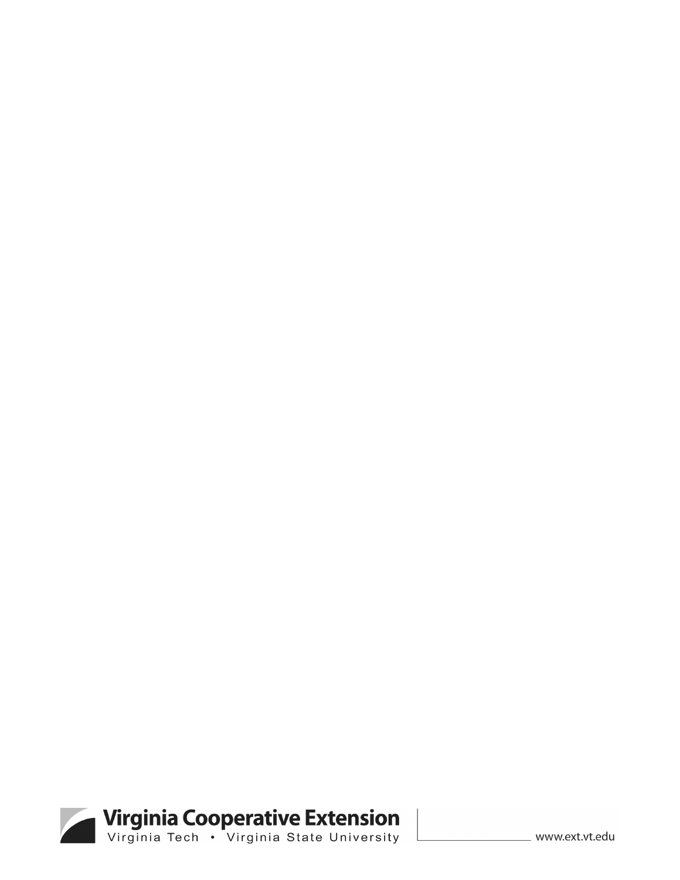**Virginia Cooperative Extension**
Virginia Tech • Virginia State University

www.ext.vt.edu